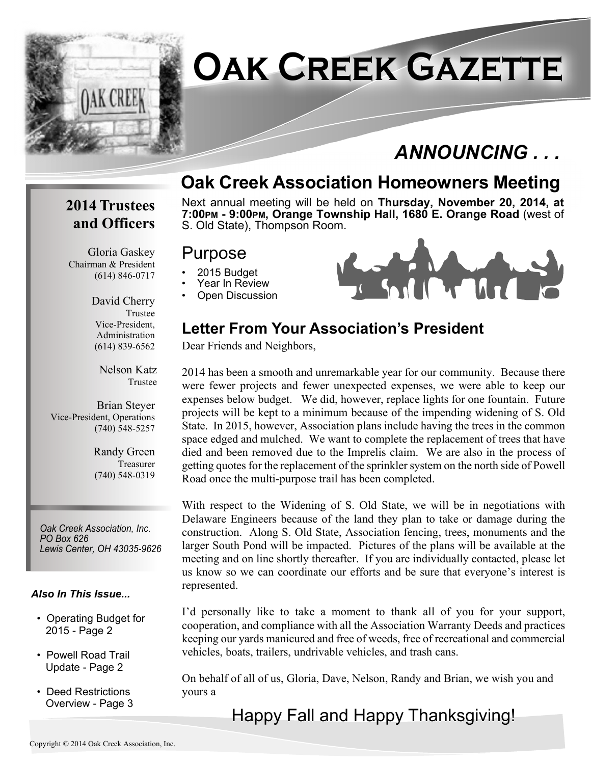# Oak Creek Gazette

## ANNOUNCING . . .

## Oak Creek Association Homeowners Meeting

Next annual meeting will be held on **Thursday, November 20, 2014, at 7:00PM - 9:00PM, Orange Township Hall, 1680 E. Orange Road** (west of S. Old State), Thompson Room.

### Purpose

- 2015 Budget
- Year In Review
- Open Discussion

### Letter From Your Association's President

Dear Friends and Neighbors,

2014 has been a smooth and unremarkable year for our community. Because there were fewer projects and fewer unexpected expenses, we were able to keep our expenses below budget. We did, however, replace lights for one fountain. Future projects will be kept to a minimum because of the impending widening of S. Old State. In 2015, however, Association plans include having the trees in the common space edged and mulched. We want to complete the replacement of trees that have died and been removed due to the Imprelis claim. We are also in the process of getting quotes for the replacement of the sprinkler system on the north side of Powell Road once the multi-purpose trail has been completed.

With respect to the Widening of S. Old State, we will be in negotiations with Delaware Engineers because of the land they plan to take or damage during the construction. Along S. Old State, Association fencing, trees, monuments and the larger South Pond will be impacted. Pictures of the plans will be available at the meeting and on line shortly thereafter. If you are individually contacted, please let us know so we can coordinate our efforts and be sure that everyone's interest is represented.

I'd personally like to take a moment to thank all of you for your support, cooperation, and compliance with all the Association Warranty Deeds and practices keeping our yards manicured and free of weeds, free of recreational and commercial vehicles, boats, trailers, undrivable vehicles, and trash cans.

On behalf of all of us, Gloria, Dave, Nelson, Randy and Brian, we wish you and yours a

Happy Fall and Happy Thanksgiving!

### 2014 Trustees and Officers

Gloria Gaskey
Chairman & President
(614) 846-0717

David Cherry
Trustee
Vice-President, Administration
(614) 839-6562

Nelson Katz
Trustee

Brian Steyer
Vice-President, Operations
(740) 548-5257

Randy Green
Treasurer
(740) 548-0319

*Oak Creek Association, Inc.*
*PO Box 626*
*Lewis Center, OH 43035-9626*

***Also In This Issue...***

- Operating Budget for 2015 - Page 2
- Powell Road Trail Update - Page 2
- Deed Restrictions Overview - Page 3

Copyright © 2014 Oak Creek Association, Inc.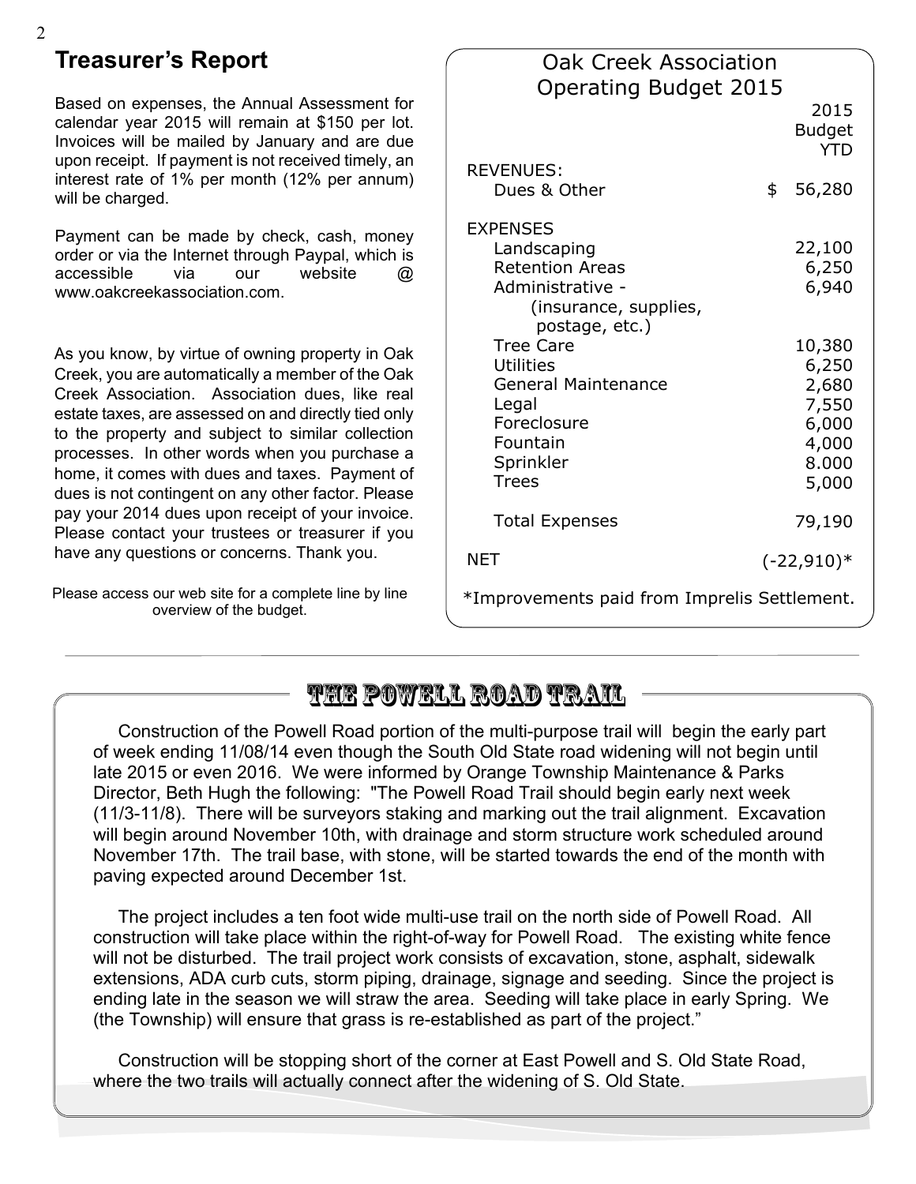## Treasurer's Report

Based on expenses, the Annual Assessment for calendar year 2015 will remain at $150 per lot. Invoices will be mailed by January and are due upon receipt. If payment is not received timely, an interest rate of 1% per month (12% per annum) will be charged.

Payment can be made by check, cash, money order or via the Internet through Paypal, which is accessible via our website @ www.oakcreekassociation.com.

As you know, by virtue of owning property in Oak Creek, you are automatically a member of the Oak Creek Association. Association dues, like real estate taxes, are assessed on and directly tied only to the property and subject to similar collection processes. In other words when you purchase a home, it comes with dues and taxes. Payment of dues is not contingent on any other factor. Please pay your 2014 dues upon receipt of your invoice. Please contact your trustees or treasurer if you have any questions or concerns. Thank you.

Please access our web site for a complete line by line overview of the budget.

### Oak Creek Association Operating Budget 2015

| | 2015 Budget YTD |
|---|---|
| **REVENUES:** | |
| Dues & Other | $ 56,280 |
| **EXPENSES** | |
| Landscaping | 22,100 |
| Retention Areas | 6,250 |
| Administrative - (insurance, supplies, postage, etc.) | 6,940 |
| Tree Care | 10,380 |
| Utilities | 6,250 |
| General Maintenance | 2,680 |
| Legal | 7,550 |
| Foreclosure | 6,000 |
| Fountain | 4,000 |
| Sprinkler | 8.000 |
| Trees | 5,000 |
| Total Expenses | 79,190 |
| NET | (-22,910)* |

*Improvements paid from Imprelis Settlement.

## THE POWELL ROAD TRAIL

Construction of the Powell Road portion of the multi-purpose trail will begin the early part of week ending 11/08/14 even though the South Old State road widening will not begin until late 2015 or even 2016. We were informed by Orange Township Maintenance & Parks Director, Beth Hugh the following: "The Powell Road Trail should begin early next week (11/3-11/8). There will be surveyors staking and marking out the trail alignment. Excavation will begin around November 10th, with drainage and storm structure work scheduled around November 17th. The trail base, with stone, will be started towards the end of the month with paving expected around December 1st.

The project includes a ten foot wide multi-use trail on the north side of Powell Road. All construction will take place within the right-of-way for Powell Road. The existing white fence will not be disturbed. The trail project work consists of excavation, stone, asphalt, sidewalk extensions, ADA curb cuts, storm piping, drainage, signage and seeding. Since the project is ending late in the season we will straw the area. Seeding will take place in early Spring. We (the Township) will ensure that grass is re-established as part of the project."

Construction will be stopping short of the corner at East Powell and S. Old State Road, where the two trails will actually connect after the widening of S. Old State.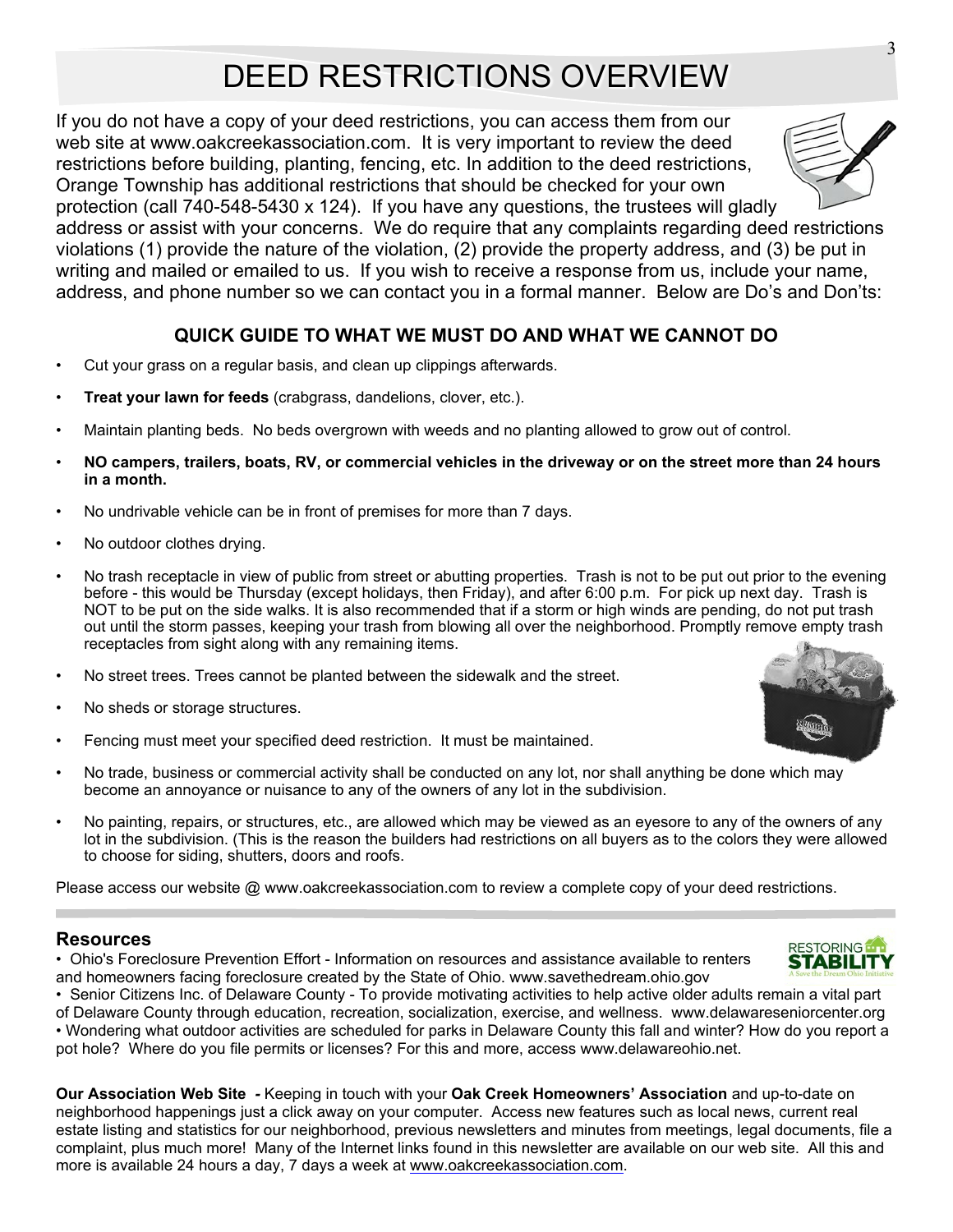# DEED RESTRICTIONS OVERVIEW

If you do not have a copy of your deed restrictions, you can access them from our web site at www.oakcreekassociation.com. It is very important to review the deed restrictions before building, planting, fencing, etc. In addition to the deed restrictions, Orange Township has additional restrictions that should be checked for your own protection (call 740-548-5430 x 124). If you have any questions, the trustees will gladly address or assist with your concerns. We do require that any complaints regarding deed restrictions violations (1) provide the nature of the violation, (2) provide the property address, and (3) be put in writing and mailed or emailed to us. If you wish to receive a response from us, include your name, address, and phone number so we can contact you in a formal manner. Below are Do's and Don'ts:

### QUICK GUIDE TO WHAT WE MUST DO AND WHAT WE CANNOT DO

- Cut your grass on a regular basis, and clean up clippings afterwards.
- **Treat your lawn for feeds** (crabgrass, dandelions, clover, etc.).
- Maintain planting beds. No beds overgrown with weeds and no planting allowed to grow out of control.
- **NO campers, trailers, boats, RV, or commercial vehicles in the driveway or on the street more than 24 hours in a month.**
- No undrivable vehicle can be in front of premises for more than 7 days.
- No outdoor clothes drying.
- No trash receptacle in view of public from street or abutting properties. Trash is not to be put out prior to the evening before - this would be Thursday (except holidays, then Friday), and after 6:00 p.m. For pick up next day. Trash is NOT to be put on the side walks. It is also recommended that if a storm or high winds are pending, do not put trash out until the storm passes, keeping your trash from blowing all over the neighborhood. Promptly remove empty trash receptacles from sight along with any remaining items.
- No street trees. Trees cannot be planted between the sidewalk and the street.
- No sheds or storage structures.
- Fencing must meet your specified deed restriction. It must be maintained.
- No trade, business or commercial activity shall be conducted on any lot, nor shall anything be done which may become an annoyance or nuisance to any of the owners of any lot in the subdivision.
- No painting, repairs, or structures, etc., are allowed which may be viewed as an eyesore to any of the owners of any lot in the subdivision. (This is the reason the builders had restrictions on all buyers as to the colors they were allowed to choose for siding, shutters, doors and roofs.

Please access our website @ www.oakcreekassociation.com to review a complete copy of your deed restrictions.

## Resources

- Ohio's Foreclosure Prevention Effort - Information on resources and assistance available to renters and homeowners facing foreclosure created by the State of Ohio. www.savethedream.ohio.gov
- Senior Citizens Inc. of Delaware County - To provide motivating activities to help active older adults remain a vital part of Delaware County through education, recreation, socialization, exercise, and wellness. www.delawareseniorcenter.org
- Wondering what outdoor activities are scheduled for parks in Delaware County this fall and winter? How do you report a pot hole? Where do you file permits or licenses? For this and more, access www.delawareohio.net.

**Our Association Web Site** *-* Keeping in touch with your **Oak Creek Homeowners' Association** and up-to-date on neighborhood happenings just a click away on your computer. Access new features such as local news, current real estate listing and statistics for our neighborhood, previous newsletters and minutes from meetings, legal documents, file a complaint, plus much more! Many of the Internet links found in this newsletter are available on our web site. All this and more is available 24 hours a day, 7 days a week at www.oakcreekassociation.com.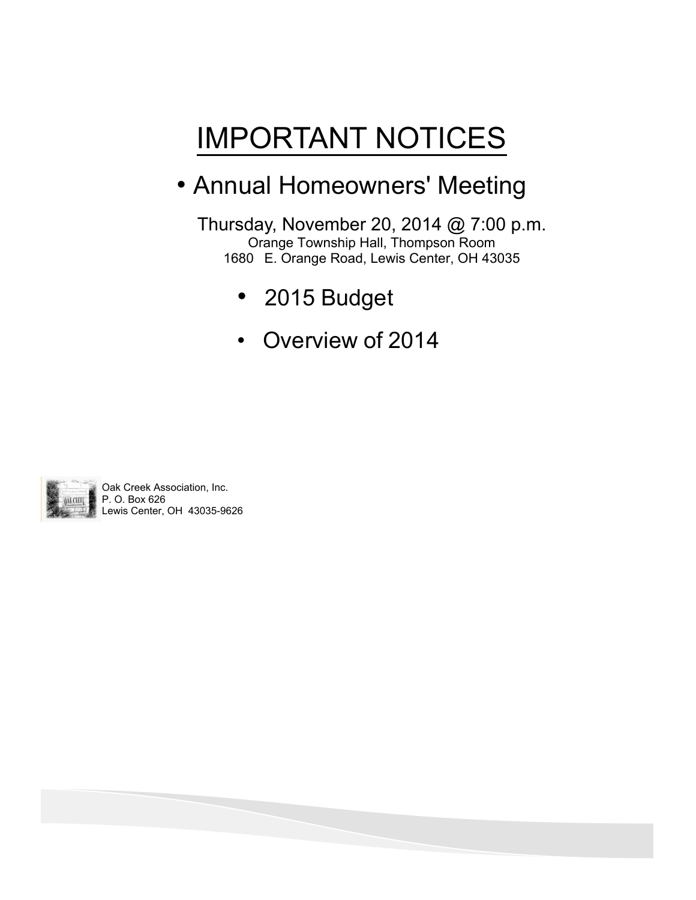# IMPORTANT NOTICES

- Annual Homeowners' Meeting

Thursday, November 20, 2014 @ 7:00 p.m.
Orange Township Hall, Thompson Room
1680 E. Orange Road, Lewis Center, OH 43035

- 2015 Budget
- Overview of 2014

Oak Creek Association, Inc.
P. O. Box 626
Lewis Center, OH 43035-9626